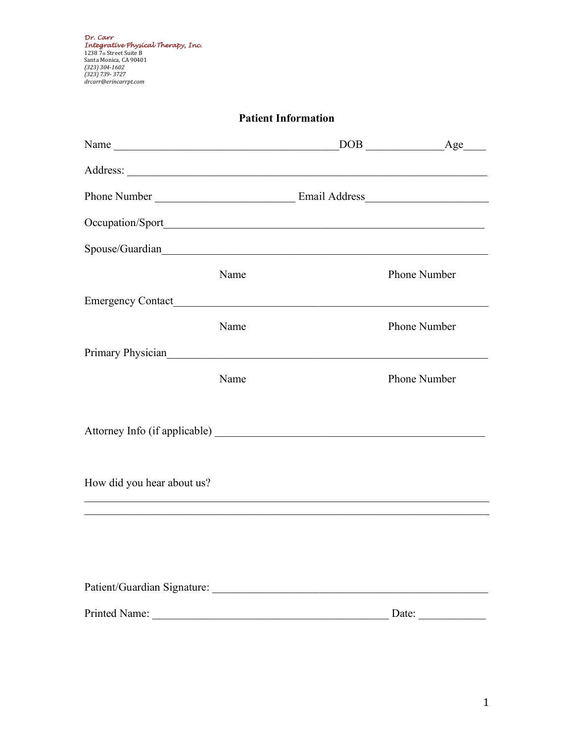*Dr. Carr*
*Integrative Physical Therapy, Inc.*
1238 7th Street Suite B
Santa Monica, CA 90401
*(323) 304-1602*
*(323) 739- 3727*
*drcarr@erincarrpt.com*

## Patient Information

Name ________________________________________DOB ______________Age____

Address: _________________________________________________________________

Phone Number _________________________ Email Address______________________

Occupation/Sport__________________________________________________________

Spouse/Guardian__________________________________________________________

Name Phone Number

Emergency Contact_________________________________________________________

Name Phone Number

Primary Physician_________________________________________________________

Name Phone Number

Attorney Info (if applicable) ________________________________________________

How did you hear about us?

_________________________________________________________________________

_________________________________________________________________________

Patient/Guardian Signature: _________________________________________________

Printed Name: ___________________________________________ Date: ___________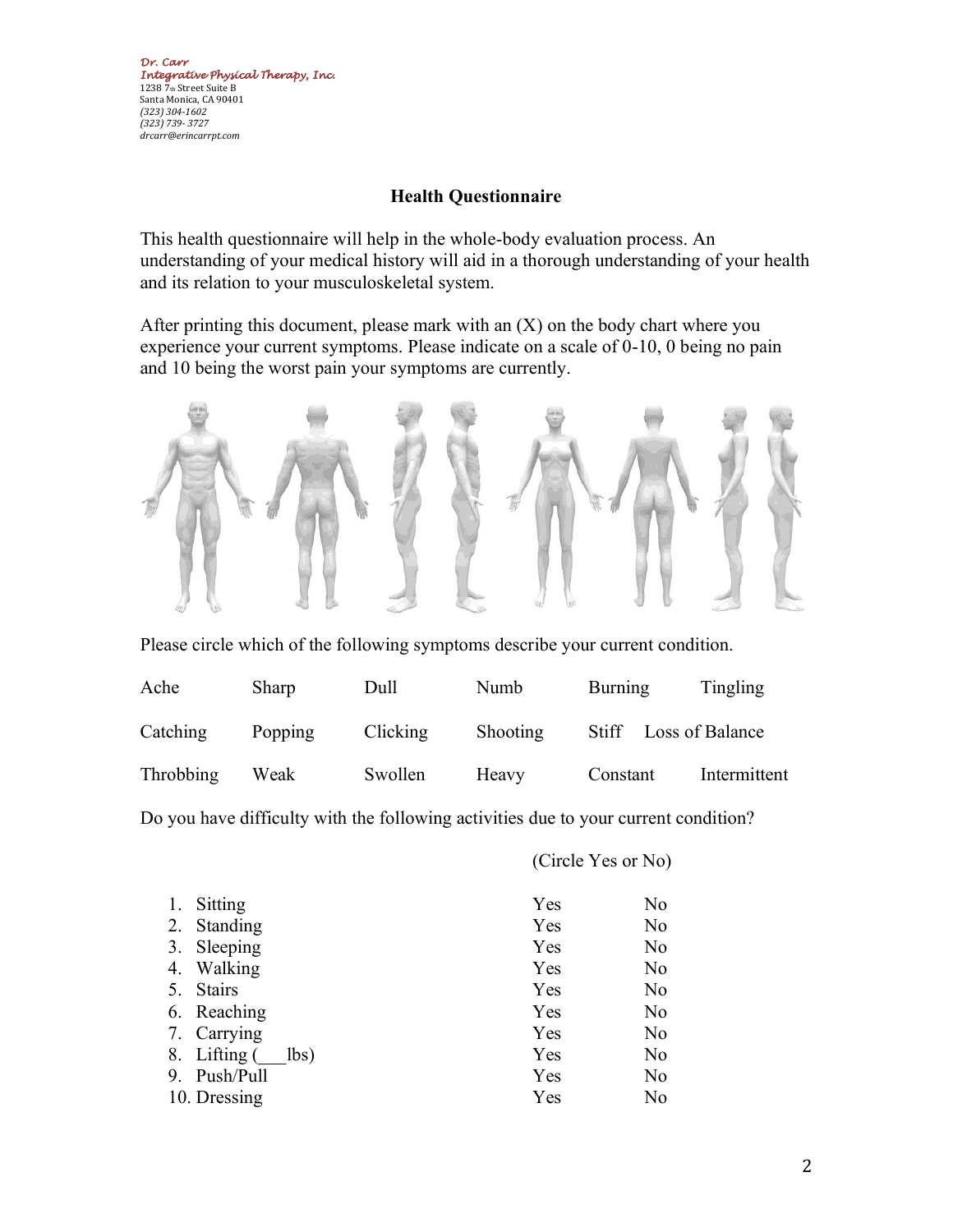*Dr. Carr*
*Integrative Physical Therapy, Inc.*
1238 7th Street Suite B
Santa Monica, CA 90401
*(323) 304-1602*
*(323) 739- 3727*
*drcarr@erincarrpt.com*

## Health Questionnaire

This health questionnaire will help in the whole-body evaluation process. An understanding of your medical history will aid in a thorough understanding of your health and its relation to your musculoskeletal system.

After printing this document, please mark with an (X) on the body chart where you experience your current symptoms. Please indicate on a scale of 0-10, 0 being no pain and 10 being the worst pain your symptoms are currently.

Please circle which of the following symptoms describe your current condition.

| | | | | | |
|---|---|---|---|---|---|
| Ache | Sharp | Dull | Numb | Burning | Tingling |
| Catching | Popping | Clicking | Shooting | Stiff | Loss of Balance |
| Throbbing | Weak | Swollen | Heavy | Constant | Intermittent |

Do you have difficulty with the following activities due to your current condition?

| | (Circle Yes or No) | |
|---|---|---|
| 1. Sitting | Yes | No |
| 2. Standing | Yes | No |
| 3. Sleeping | Yes | No |
| 4. Walking | Yes | No |
| 5. Stairs | Yes | No |
| 6. Reaching | Yes | No |
| 7. Carrying | Yes | No |
| 8. Lifting (___lbs) | Yes | No |
| 9. Push/Pull | Yes | No |
| 10. Dressing | Yes | No |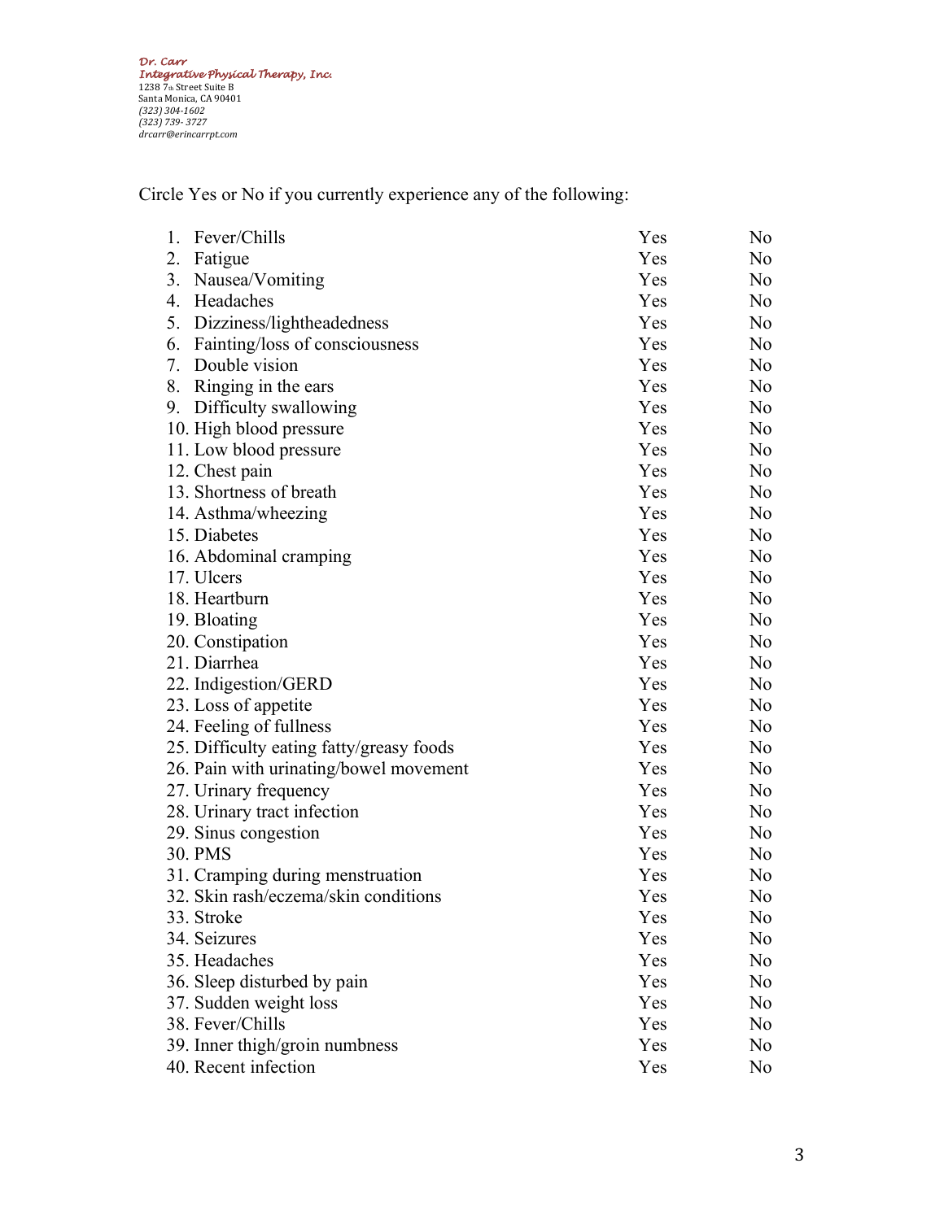*Dr. Carr*
*Integrative Physical Therapy, Inc.*
1238 7th Street Suite B
Santa Monica, CA 90401
*(323) 304-1602*
*(323) 739- 3727*
*drcarr@erincarrpt.com*

Circle Yes or No if you currently experience any of the following:

| | | |
|---|---|---|
| 1. Fever/Chills | Yes | No |
| 2. Fatigue | Yes | No |
| 3. Nausea/Vomiting | Yes | No |
| 4. Headaches | Yes | No |
| 5. Dizziness/lightheadedness | Yes | No |
| 6. Fainting/loss of consciousness | Yes | No |
| 7. Double vision | Yes | No |
| 8. Ringing in the ears | Yes | No |
| 9. Difficulty swallowing | Yes | No |
| 10. High blood pressure | Yes | No |
| 11. Low blood pressure | Yes | No |
| 12. Chest pain | Yes | No |
| 13. Shortness of breath | Yes | No |
| 14. Asthma/wheezing | Yes | No |
| 15. Diabetes | Yes | No |
| 16. Abdominal cramping | Yes | No |
| 17. Ulcers | Yes | No |
| 18. Heartburn | Yes | No |
| 19. Bloating | Yes | No |
| 20. Constipation | Yes | No |
| 21. Diarrhea | Yes | No |
| 22. Indigestion/GERD | Yes | No |
| 23. Loss of appetite | Yes | No |
| 24. Feeling of fullness | Yes | No |
| 25. Difficulty eating fatty/greasy foods | Yes | No |
| 26. Pain with urinating/bowel movement | Yes | No |
| 27. Urinary frequency | Yes | No |
| 28. Urinary tract infection | Yes | No |
| 29. Sinus congestion | Yes | No |
| 30. PMS | Yes | No |
| 31. Cramping during menstruation | Yes | No |
| 32. Skin rash/eczema/skin conditions | Yes | No |
| 33. Stroke | Yes | No |
| 34. Seizures | Yes | No |
| 35. Headaches | Yes | No |
| 36. Sleep disturbed by pain | Yes | No |
| 37. Sudden weight loss | Yes | No |
| 38. Fever/Chills | Yes | No |
| 39. Inner thigh/groin numbness | Yes | No |
| 40. Recent infection | Yes | No |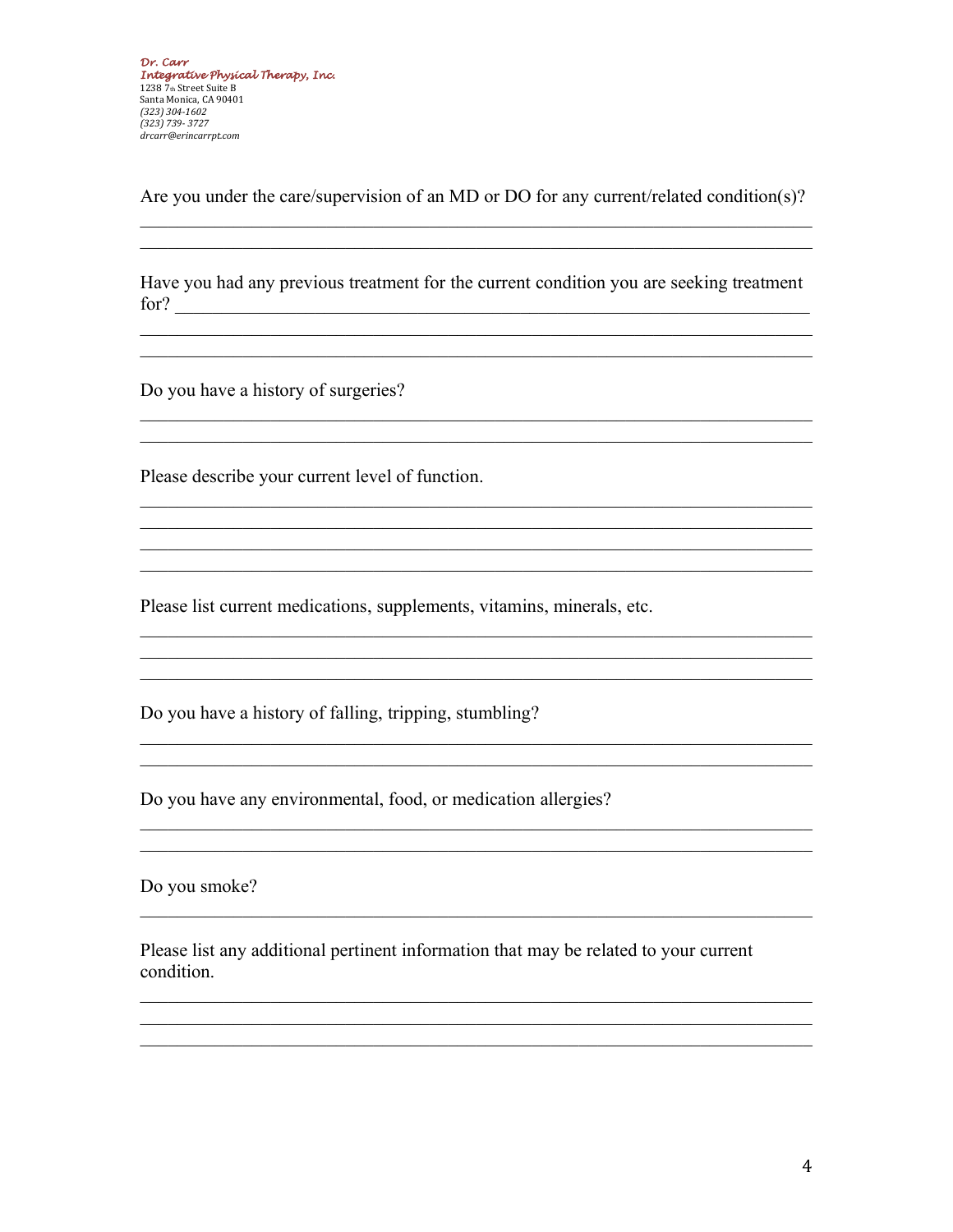*Dr. Carr*
*Integrative Physical Therapy, Inc.*
1238 7th Street Suite B
Santa Monica, CA 90401
*(323) 304-1602*
*(323) 739- 3727*
*drcarr@erincarrpt.com*

Are you under the care/supervision of an MD or DO for any current/related condition(s)?

______________________________________________________________________

______________________________________________________________________

Have you had any previous treatment for the current condition you are seeking treatment for? ____________________________________________________________

______________________________________________________________________

______________________________________________________________________

Do you have a history of surgeries?

______________________________________________________________________

______________________________________________________________________

Please describe your current level of function.

______________________________________________________________________

______________________________________________________________________

______________________________________________________________________

______________________________________________________________________

Please list current medications, supplements, vitamins, minerals, etc.

______________________________________________________________________

______________________________________________________________________

______________________________________________________________________

Do you have a history of falling, tripping, stumbling?

______________________________________________________________________

______________________________________________________________________

Do you have any environmental, food, or medication allergies?

______________________________________________________________________

______________________________________________________________________

Do you smoke?

______________________________________________________________________

Please list any additional pertinent information that may be related to your current condition.

______________________________________________________________________

______________________________________________________________________

______________________________________________________________________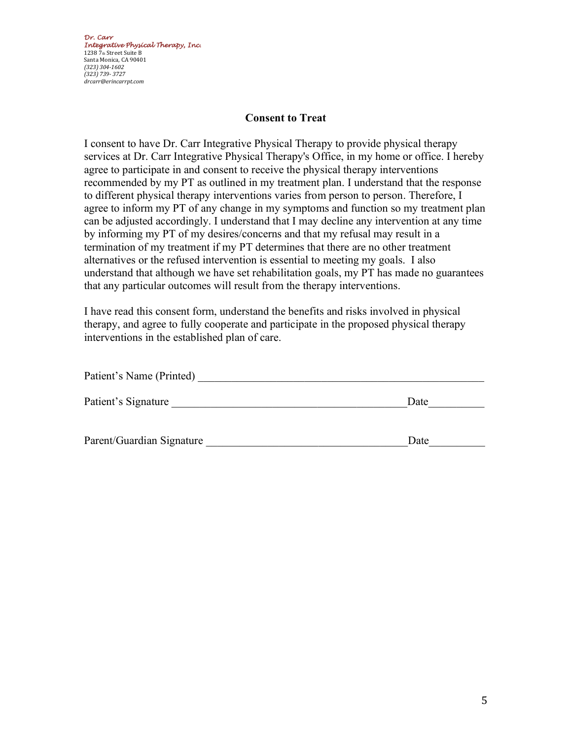*Dr. Carr*
*Integrative Physical Therapy, Inc.*
1238 7th Street Suite B
Santa Monica, CA 90401
*(323) 304-1602*
*(323) 739- 3727*
*drcarr@erincarrpt.com*

## Consent to Treat

I consent to have Dr. Carr Integrative Physical Therapy to provide physical therapy services at Dr. Carr Integrative Physical Therapy's Office, in my home or office. I hereby agree to participate in and consent to receive the physical therapy interventions recommended by my PT as outlined in my treatment plan. I understand that the response to different physical therapy interventions varies from person to person. Therefore, I agree to inform my PT of any change in my symptoms and function so my treatment plan can be adjusted accordingly. I understand that I may decline any intervention at any time by informing my PT of my desires/concerns and that my refusal may result in a termination of my treatment if my PT determines that there are no other treatment alternatives or the refused intervention is essential to meeting my goals. I also understand that although we have set rehabilitation goals, my PT has made no guarantees that any particular outcomes will result from the therapy interventions.

I have read this consent form, understand the benefits and risks involved in physical therapy, and agree to fully cooperate and participate in the proposed physical therapy interventions in the established plan of care.

Patient's Name (Printed) ___________________________________________________

Patient's Signature __________________________________________Date__________

Parent/Guardian Signature ____________________________________Date__________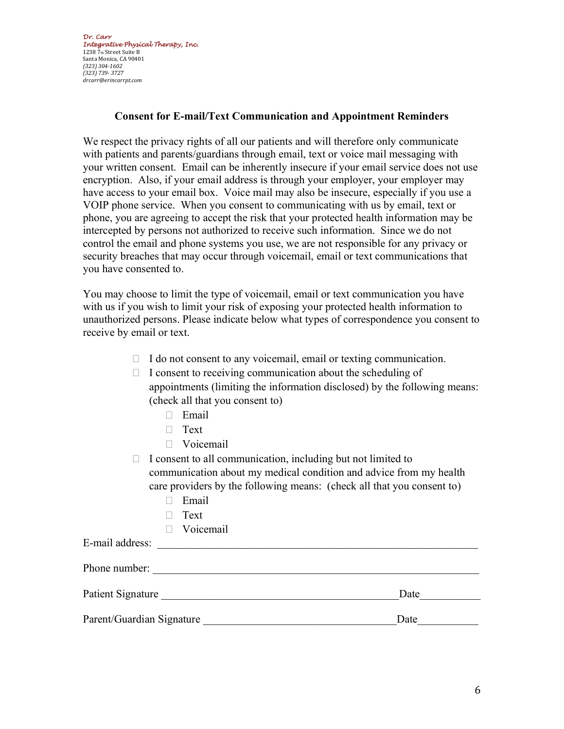*Dr. Carr*
*Integrative Physical Therapy, Inc.*
1238 7th Street Suite B
Santa Monica, CA 90401
*(323) 304-1602*
*(323) 739- 3727*
*drcarr@erincarrpt.com*

## Consent for E-mail/Text Communication and Appointment Reminders

We respect the privacy rights of all our patients and will therefore only communicate with patients and parents/guardians through email, text or voice mail messaging with your written consent. Email can be inherently insecure if your email service does not use encryption. Also, if your email address is through your employer, your employer may have access to your email box. Voice mail may also be insecure, especially if you use a VOIP phone service. When you consent to communicating with us by email, text or phone, you are agreeing to accept the risk that your protected health information may be intercepted by persons not authorized to receive such information. Since we do not control the email and phone systems you use, we are not responsible for any privacy or security breaches that may occur through voicemail, email or text communications that you have consented to.

You may choose to limit the type of voicemail, email or text communication you have with us if you wish to limit your risk of exposing your protected health information to unauthorized persons. Please indicate below what types of correspondence you consent to receive by email or text.

- ☐ I do not consent to any voicemail, email or texting communication.
- ☐ I consent to receiving communication about the scheduling of appointments (limiting the information disclosed) by the following means: (check all that you consent to)
  - ☐ Email
  - ☐ Text
  - ☐ Voicemail
- ☐ I consent to all communication, including but not limited to communication about my medical condition and advice from my health care providers by the following means: (check all that you consent to)
  - ☐ Email
  - ☐ Text
  - ☐ Voicemail

E-mail address: ____________________________________________________________

Phone number: ____________________________________________________________

Patient Signature ________________________________________ Date___________

Parent/Guardian Signature __________________________________ Date___________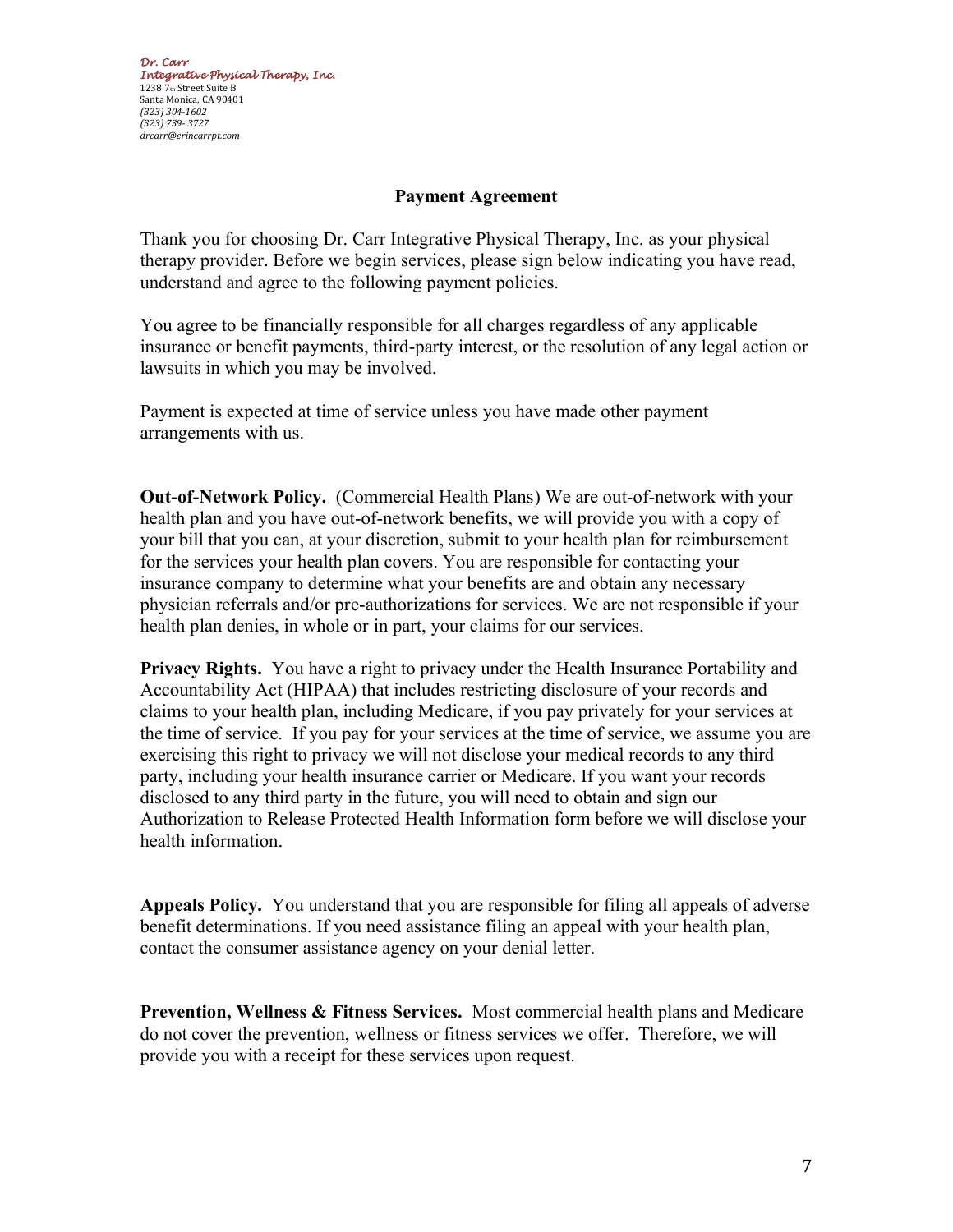*Dr. Carr*
*Integrative Physical Therapy, Inc.*
1238 7th Street Suite B
Santa Monica, CA 90401
*(323) 304-1602*
*(323) 739- 3727*
*drcarr@erincarrpt.com*

## Payment Agreement

Thank you for choosing Dr. Carr Integrative Physical Therapy, Inc. as your physical therapy provider. Before we begin services, please sign below indicating you have read, understand and agree to the following payment policies.

You agree to be financially responsible for all charges regardless of any applicable insurance or benefit payments, third-party interest, or the resolution of any legal action or lawsuits in which you may be involved.

Payment is expected at time of service unless you have made other payment arrangements with us.

**Out-of-Network Policy.** (Commercial Health Plans) We are out-of-network with your health plan and you have out-of-network benefits, we will provide you with a copy of your bill that you can, at your discretion, submit to your health plan for reimbursement for the services your health plan covers. You are responsible for contacting your insurance company to determine what your benefits are and obtain any necessary physician referrals and/or pre-authorizations for services. We are not responsible if your health plan denies, in whole or in part, your claims for our services.

**Privacy Rights.** You have a right to privacy under the Health Insurance Portability and Accountability Act (HIPAA) that includes restricting disclosure of your records and claims to your health plan, including Medicare, if you pay privately for your services at the time of service. If you pay for your services at the time of service, we assume you are exercising this right to privacy we will not disclose your medical records to any third party, including your health insurance carrier or Medicare. If you want your records disclosed to any third party in the future, you will need to obtain and sign our Authorization to Release Protected Health Information form before we will disclose your health information.

**Appeals Policy.** You understand that you are responsible for filing all appeals of adverse benefit determinations. If you need assistance filing an appeal with your health plan, contact the consumer assistance agency on your denial letter.

**Prevention, Wellness & Fitness Services.** Most commercial health plans and Medicare do not cover the prevention, wellness or fitness services we offer. Therefore, we will provide you with a receipt for these services upon request.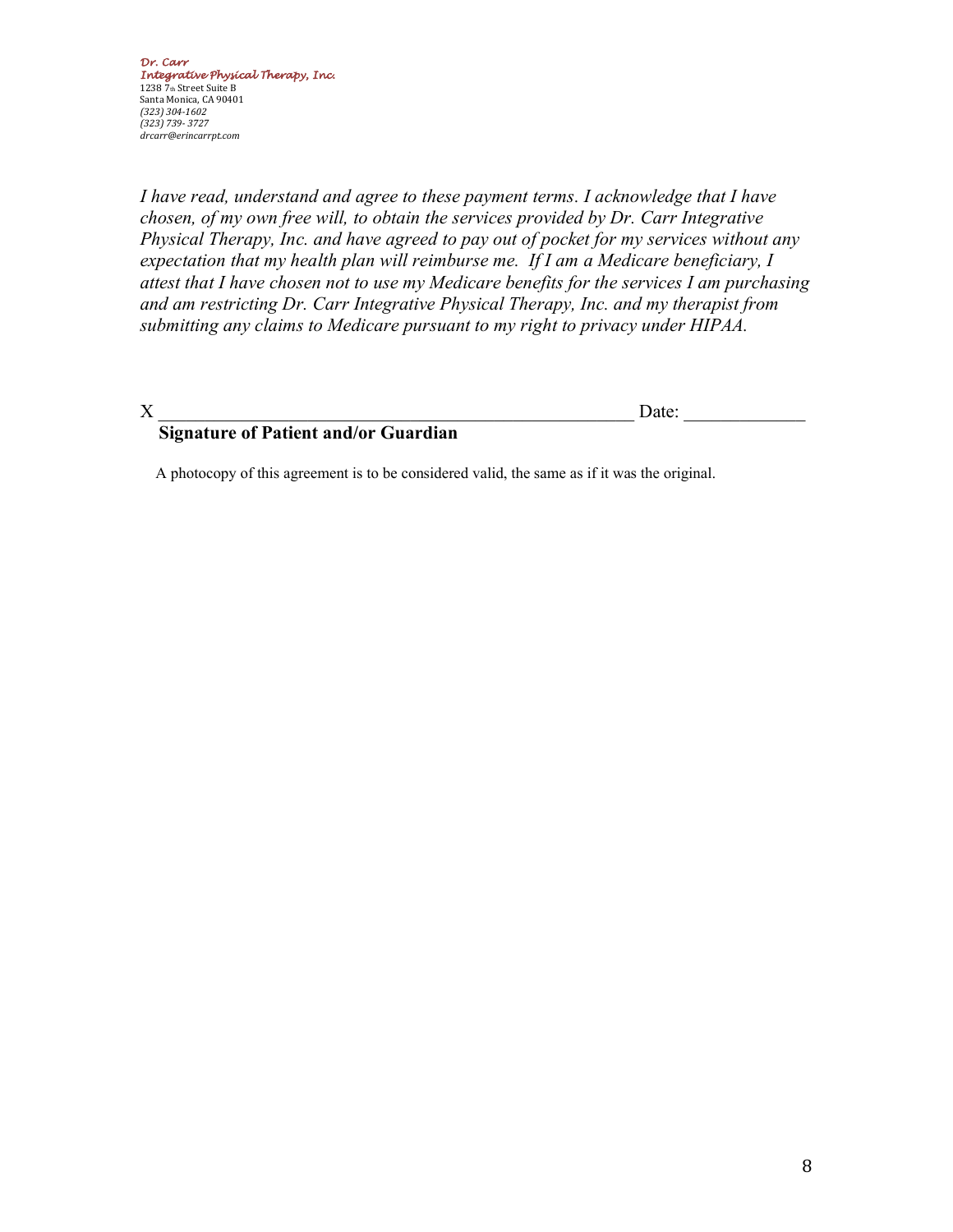*Dr. Carr*
*Integrative Physical Therapy, Inc.*
1238 7th Street Suite B
Santa Monica, CA 90401
*(323) 304-1602*
*(323) 739- 3727*
*drcarr@erincarrpt.com*

*I have read, understand and agree to these payment terms. I acknowledge that I have chosen, of my own free will, to obtain the services provided by Dr. Carr Integrative Physical Therapy, Inc. and have agreed to pay out of pocket for my services without any expectation that my health plan will reimburse me. If I am a Medicare beneficiary, I attest that I have chosen not to use my Medicare benefits for the services I am purchasing and am restricting Dr. Carr Integrative Physical Therapy, Inc. and my therapist from submitting any claims to Medicare pursuant to my right to privacy under HIPAA.*

X ______________________________________________________ Date: _____________

**Signature of Patient and/or Guardian**

A photocopy of this agreement is to be considered valid, the same as if it was the original.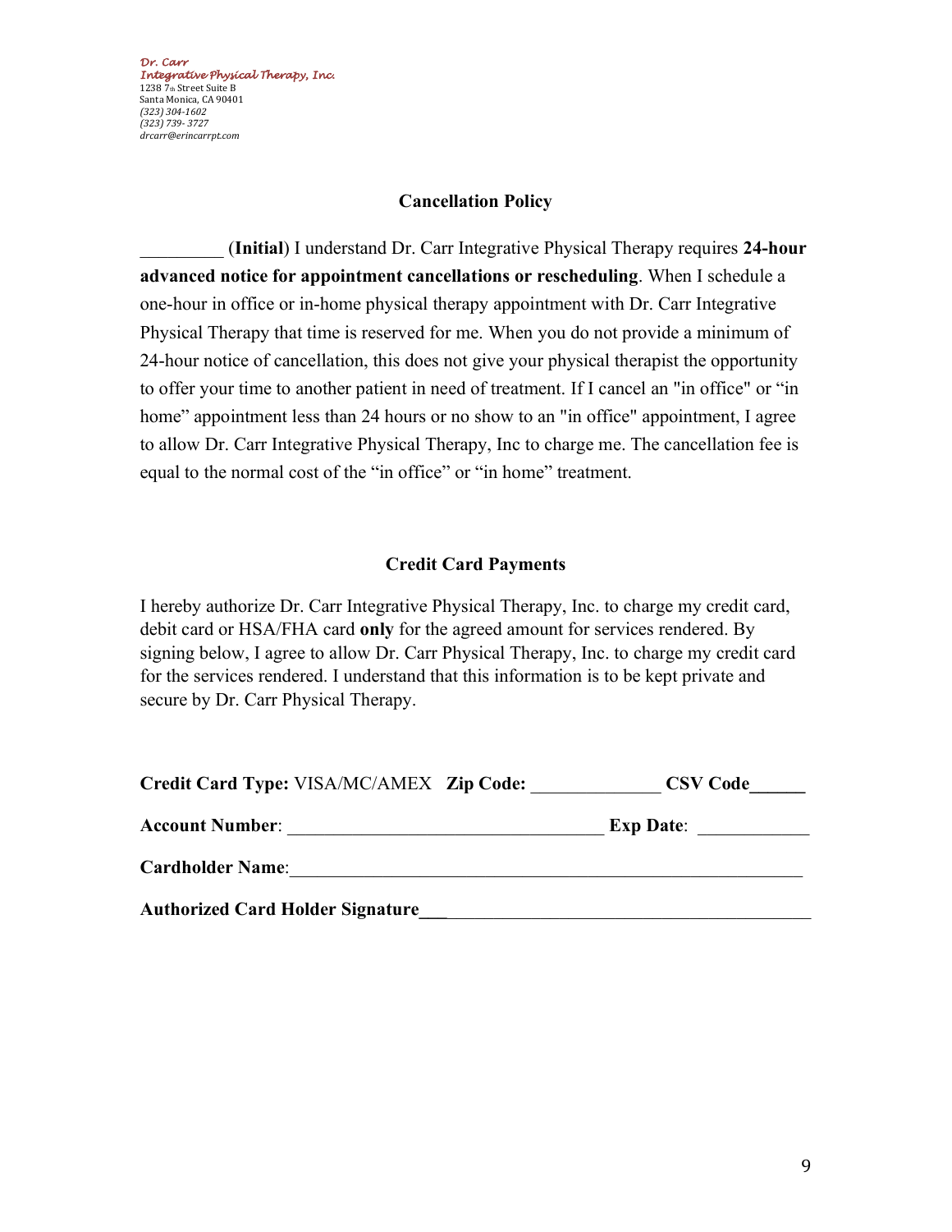*Dr. Carr*
*Integrative Physical Therapy, Inc.*
1238 7th Street Suite B
Santa Monica, CA 90401
*(323) 304-1602*
*(323) 739- 3727*
*drcarr@erincarrpt.com*

## Cancellation Policy

_________ (**Initial**) I understand Dr. Carr Integrative Physical Therapy requires **24-hour advanced notice for appointment cancellations or rescheduling**. When I schedule a one-hour in office or in-home physical therapy appointment with Dr. Carr Integrative Physical Therapy that time is reserved for me. When you do not provide a minimum of 24-hour notice of cancellation, this does not give your physical therapist the opportunity to offer your time to another patient in need of treatment. If I cancel an "in office" or "in home" appointment less than 24 hours or no show to an "in office" appointment, I agree to allow Dr. Carr Integrative Physical Therapy, Inc to charge me. The cancellation fee is equal to the normal cost of the "in office" or "in home" treatment.

## Credit Card Payments

I hereby authorize Dr. Carr Integrative Physical Therapy, Inc. to charge my credit card, debit card or HSA/FHA card **only** for the agreed amount for services rendered. By signing below, I agree to allow Dr. Carr Physical Therapy, Inc. to charge my credit card for the services rendered. I understand that this information is to be kept private and secure by Dr. Carr Physical Therapy.

**Credit Card Type:** VISA/MC/AMEX **Zip Code:** _____________ **CSV Code______**

**Account Number**: _________________________________ **Exp Date**: ___________

**Cardholder Name**:_____________________________________________________

**Authorized Card Holder Signature**_____________________________________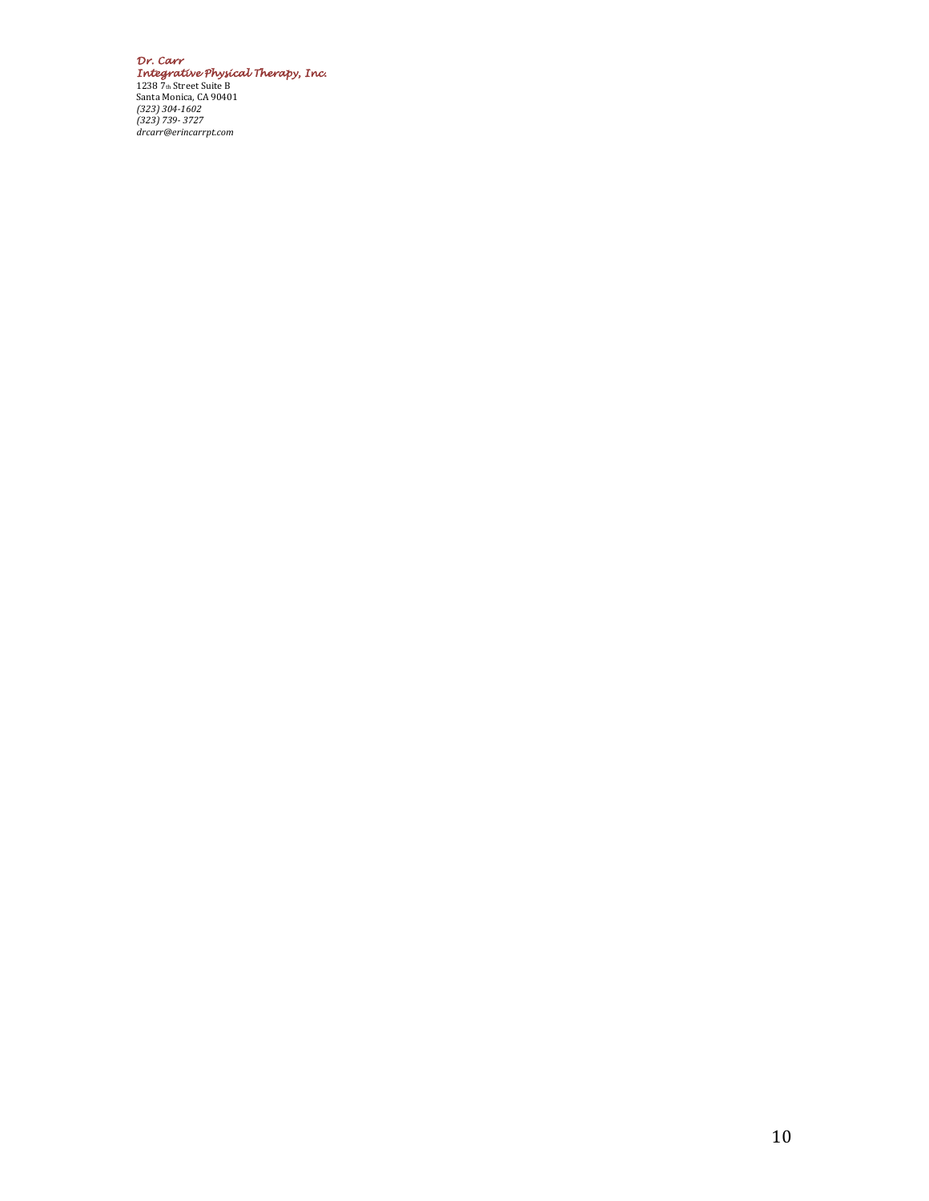*Dr. Carr*
*Integrative Physical Therapy, Inc.*
1238 7th Street Suite B
Santa Monica, CA 90401
*(323) 304-1602*
*(323) 739- 3727*
*drcarr@erincarrpt.com*